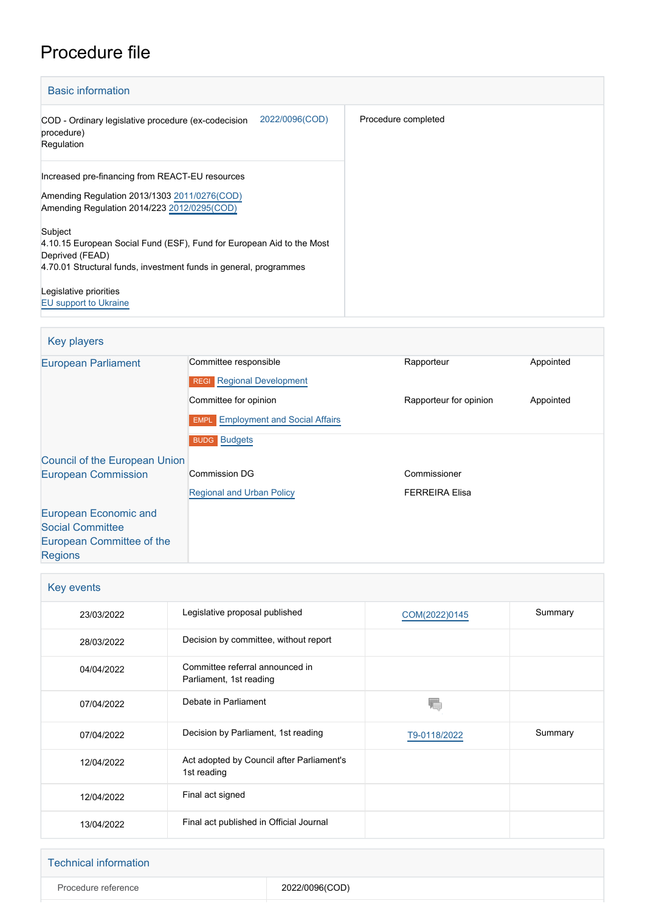# Procedure file

## Basic information

| | |
|---|---|
| COD - Ordinary legislative procedure (ex-codecision procedure) Regulation 2022/0096(COD) | Procedure completed |
| Increased pre-financing from REACT-EU resources<br><br>Amending Regulation 2013/1303 2011/0276(COD)<br>Amending Regulation 2014/223 2012/0295(COD)<br><br>Subject<br>4.10.15 European Social Fund (ESF), Fund for European Aid to the Most Deprived (FEAD)<br>4.70.01 Structural funds, investment funds in general, programmes<br><br>Legislative priorities<br>EU support to Ukraine | |

## Key players

| | | | |
|---|---|---|---|
| European Parliament | Committee responsible | Rapporteur | Appointed |
| | REGI Regional Development | | |
| | Committee for opinion | Rapporteur for opinion | Appointed |
| | EMPL Employment and Social Affairs | | |
| | BUDG Budgets | | |
| Council of the European Union | | | |
| European Commission | Commission DG | Commissioner | |
| | Regional and Urban Policy | FERREIRA Elisa | |
| European Economic and Social Committee | | | |
| European Committee of the Regions | | | |

## Key events

| | | | |
|---|---|---|---|
| 23/03/2022 | Legislative proposal published | COM(2022)0145 | Summary |
| 28/03/2022 | Decision by committee, without report | | |
| 04/04/2022 | Committee referral announced in Parliament, 1st reading | | |
| 07/04/2022 | Debate in Parliament | | |
| 07/04/2022 | Decision by Parliament, 1st reading | T9-0118/2022 | Summary |
| 12/04/2022 | Act adopted by Council after Parliament's 1st reading | | |
| 12/04/2022 | Final act signed | | |
| 13/04/2022 | Final act published in Official Journal | | |

## Technical information

| | |
|---|---|
| Procedure reference | 2022/0096(COD) |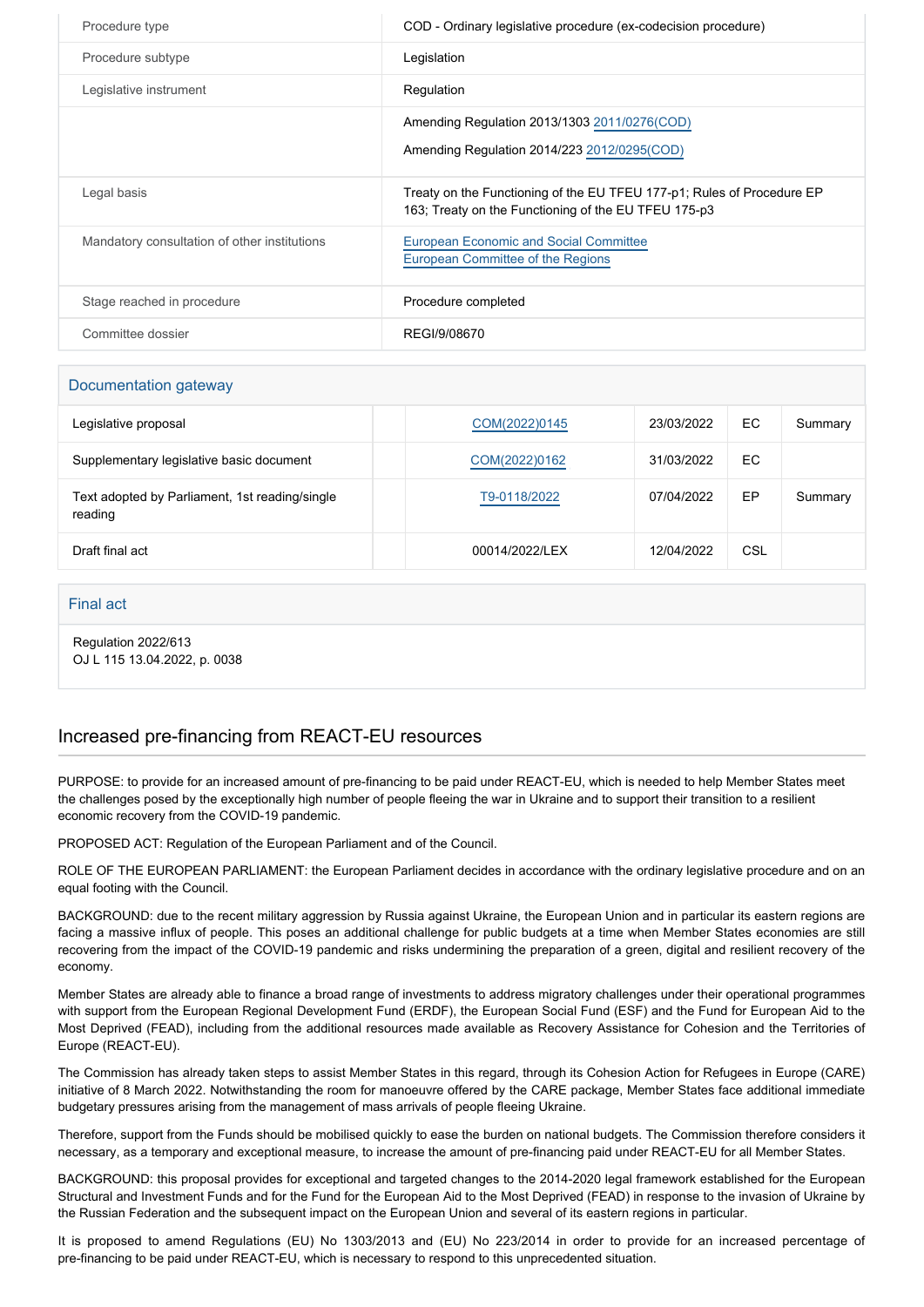| | |
|---|---|
| Procedure type | COD - Ordinary legislative procedure (ex-codecision procedure) |
| Procedure subtype | Legislation |
| Legislative instrument | Regulation |
| | Amending Regulation 2013/1303 2011/0276(COD)<br>Amending Regulation 2014/223 2012/0295(COD) |
| Legal basis | Treaty on the Functioning of the EU TFEU 177-p1; Rules of Procedure EP 163; Treaty on the Functioning of the EU TFEU 175-p3 |
| Mandatory consultation of other institutions | European Economic and Social Committee<br>European Committee of the Regions |
| Stage reached in procedure | Procedure completed |
| Committee dossier | REGI/9/08670 |

## Documentation gateway

| | | | | | |
|---|---|---|---|---|---|
| Legislative proposal | | COM(2022)0145 | 23/03/2022 | EC | Summary |
| Supplementary legislative basic document | | COM(2022)0162 | 31/03/2022 | EC | |
| Text adopted by Parliament, 1st reading/single reading | | T9-0118/2022 | 07/04/2022 | EP | Summary |
| Draft final act | | 00014/2022/LEX | 12/04/2022 | CSL | |

## Final act

Regulation 2022/613
OJ L 115 13.04.2022, p. 0038

## Increased pre-financing from REACT-EU resources

PURPOSE: to provide for an increased amount of pre-financing to be paid under REACT-EU, which is needed to help Member States meet the challenges posed by the exceptionally high number of people fleeing the war in Ukraine and to support their transition to a resilient economic recovery from the COVID-19 pandemic.

PROPOSED ACT: Regulation of the European Parliament and of the Council.

ROLE OF THE EUROPEAN PARLIAMENT: the European Parliament decides in accordance with the ordinary legislative procedure and on an equal footing with the Council.

BACKGROUND: due to the recent military aggression by Russia against Ukraine, the European Union and in particular its eastern regions are facing a massive influx of people. This poses an additional challenge for public budgets at a time when Member States economies are still recovering from the impact of the COVID-19 pandemic and risks undermining the preparation of a green, digital and resilient recovery of the economy.

Member States are already able to finance a broad range of investments to address migratory challenges under their operational programmes with support from the European Regional Development Fund (ERDF), the European Social Fund (ESF) and the Fund for European Aid to the Most Deprived (FEAD), including from the additional resources made available as Recovery Assistance for Cohesion and the Territories of Europe (REACT-EU).

The Commission has already taken steps to assist Member States in this regard, through its Cohesion Action for Refugees in Europe (CARE) initiative of 8 March 2022. Notwithstanding the room for manoeuvre offered by the CARE package, Member States face additional immediate budgetary pressures arising from the management of mass arrivals of people fleeing Ukraine.

Therefore, support from the Funds should be mobilised quickly to ease the burden on national budgets. The Commission therefore considers it necessary, as a temporary and exceptional measure, to increase the amount of pre-financing paid under REACT-EU for all Member States.

BACKGROUND: this proposal provides for exceptional and targeted changes to the 2014-2020 legal framework established for the European Structural and Investment Funds and for the Fund for the European Aid to the Most Deprived (FEAD) in response to the invasion of Ukraine by the Russian Federation and the subsequent impact on the European Union and several of its eastern regions in particular.

It is proposed to amend Regulations (EU) No 1303/2013 and (EU) No 223/2014 in order to provide for an increased percentage of pre-financing to be paid under REACT-EU, which is necessary to respond to this unprecedented situation.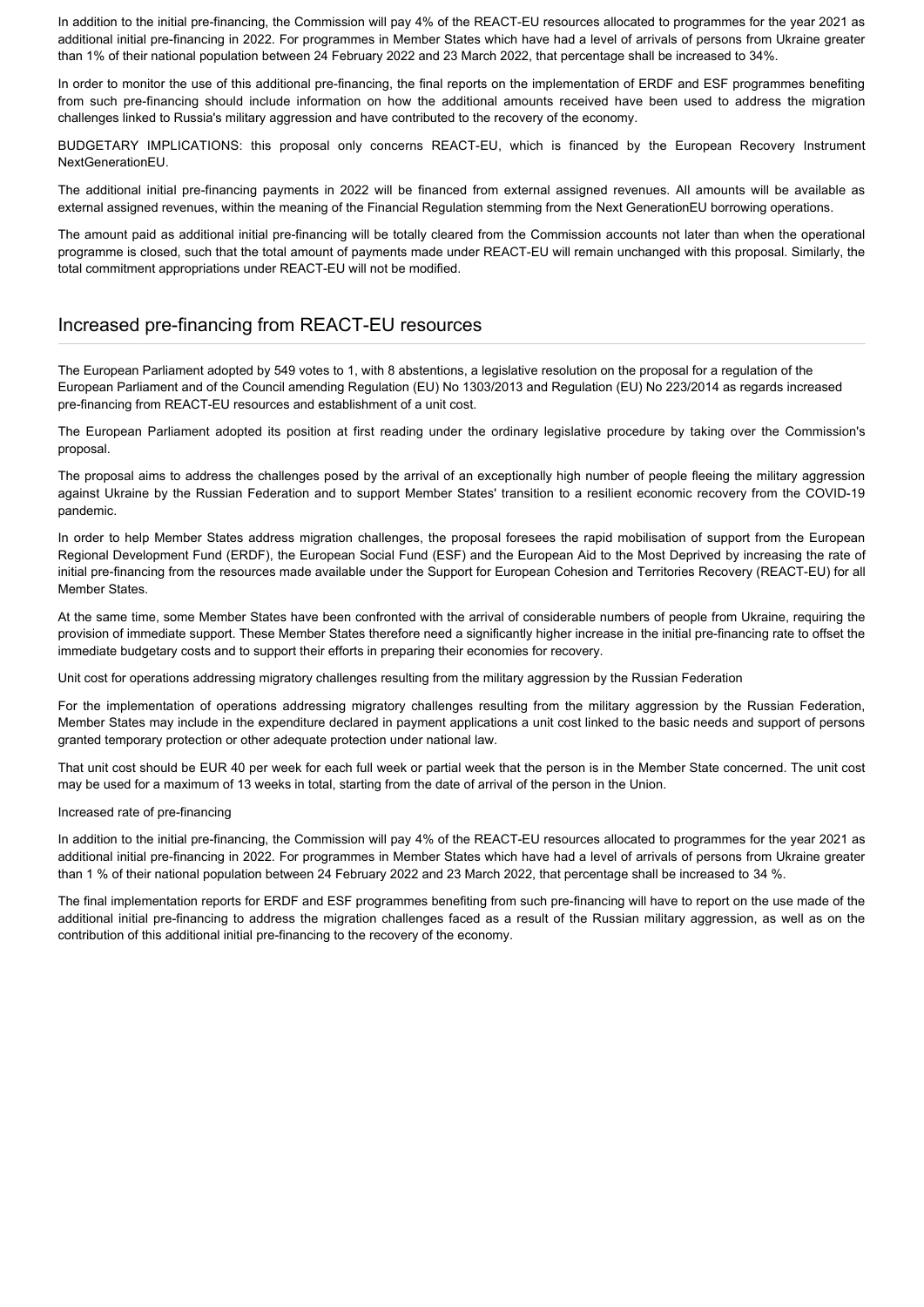In addition to the initial pre-financing, the Commission will pay 4% of the REACT-EU resources allocated to programmes for the year 2021 as additional initial pre-financing in 2022. For programmes in Member States which have had a level of arrivals of persons from Ukraine greater than 1% of their national population between 24 February 2022 and 23 March 2022, that percentage shall be increased to 34%.

In order to monitor the use of this additional pre-financing, the final reports on the implementation of ERDF and ESF programmes benefiting from such pre-financing should include information on how the additional amounts received have been used to address the migration challenges linked to Russia's military aggression and have contributed to the recovery of the economy.

BUDGETARY IMPLICATIONS: this proposal only concerns REACT-EU, which is financed by the European Recovery Instrument NextGenerationEU.

The additional initial pre-financing payments in 2022 will be financed from external assigned revenues. All amounts will be available as external assigned revenues, within the meaning of the Financial Regulation stemming from the Next GenerationEU borrowing operations.

The amount paid as additional initial pre-financing will be totally cleared from the Commission accounts not later than when the operational programme is closed, such that the total amount of payments made under REACT-EU will remain unchanged with this proposal. Similarly, the total commitment appropriations under REACT-EU will not be modified.

## Increased pre-financing from REACT-EU resources

The European Parliament adopted by 549 votes to 1, with 8 abstentions, a legislative resolution on the proposal for a regulation of the European Parliament and of the Council amending Regulation (EU) No 1303/2013 and Regulation (EU) No 223/2014 as regards increased pre-financing from REACT-EU resources and establishment of a unit cost.

The European Parliament adopted its position at first reading under the ordinary legislative procedure by taking over the Commission's proposal.

The proposal aims to address the challenges posed by the arrival of an exceptionally high number of people fleeing the military aggression against Ukraine by the Russian Federation and to support Member States' transition to a resilient economic recovery from the COVID-19 pandemic.

In order to help Member States address migration challenges, the proposal foresees the rapid mobilisation of support from the European Regional Development Fund (ERDF), the European Social Fund (ESF) and the European Aid to the Most Deprived by increasing the rate of initial pre-financing from the resources made available under the Support for European Cohesion and Territories Recovery (REACT-EU) for all Member States.

At the same time, some Member States have been confronted with the arrival of considerable numbers of people from Ukraine, requiring the provision of immediate support. These Member States therefore need a significantly higher increase in the initial pre-financing rate to offset the immediate budgetary costs and to support their efforts in preparing their economies for recovery.

Unit cost for operations addressing migratory challenges resulting from the military aggression by the Russian Federation

For the implementation of operations addressing migratory challenges resulting from the military aggression by the Russian Federation, Member States may include in the expenditure declared in payment applications a unit cost linked to the basic needs and support of persons granted temporary protection or other adequate protection under national law.

That unit cost should be EUR 40 per week for each full week or partial week that the person is in the Member State concerned. The unit cost may be used for a maximum of 13 weeks in total, starting from the date of arrival of the person in the Union.

Increased rate of pre-financing

In addition to the initial pre-financing, the Commission will pay 4% of the REACT-EU resources allocated to programmes for the year 2021 as additional initial pre-financing in 2022. For programmes in Member States which have had a level of arrivals of persons from Ukraine greater than 1 % of their national population between 24 February 2022 and 23 March 2022, that percentage shall be increased to 34 %.

The final implementation reports for ERDF and ESF programmes benefiting from such pre-financing will have to report on the use made of the additional initial pre-financing to address the migration challenges faced as a result of the Russian military aggression, as well as on the contribution of this additional initial pre-financing to the recovery of the economy.